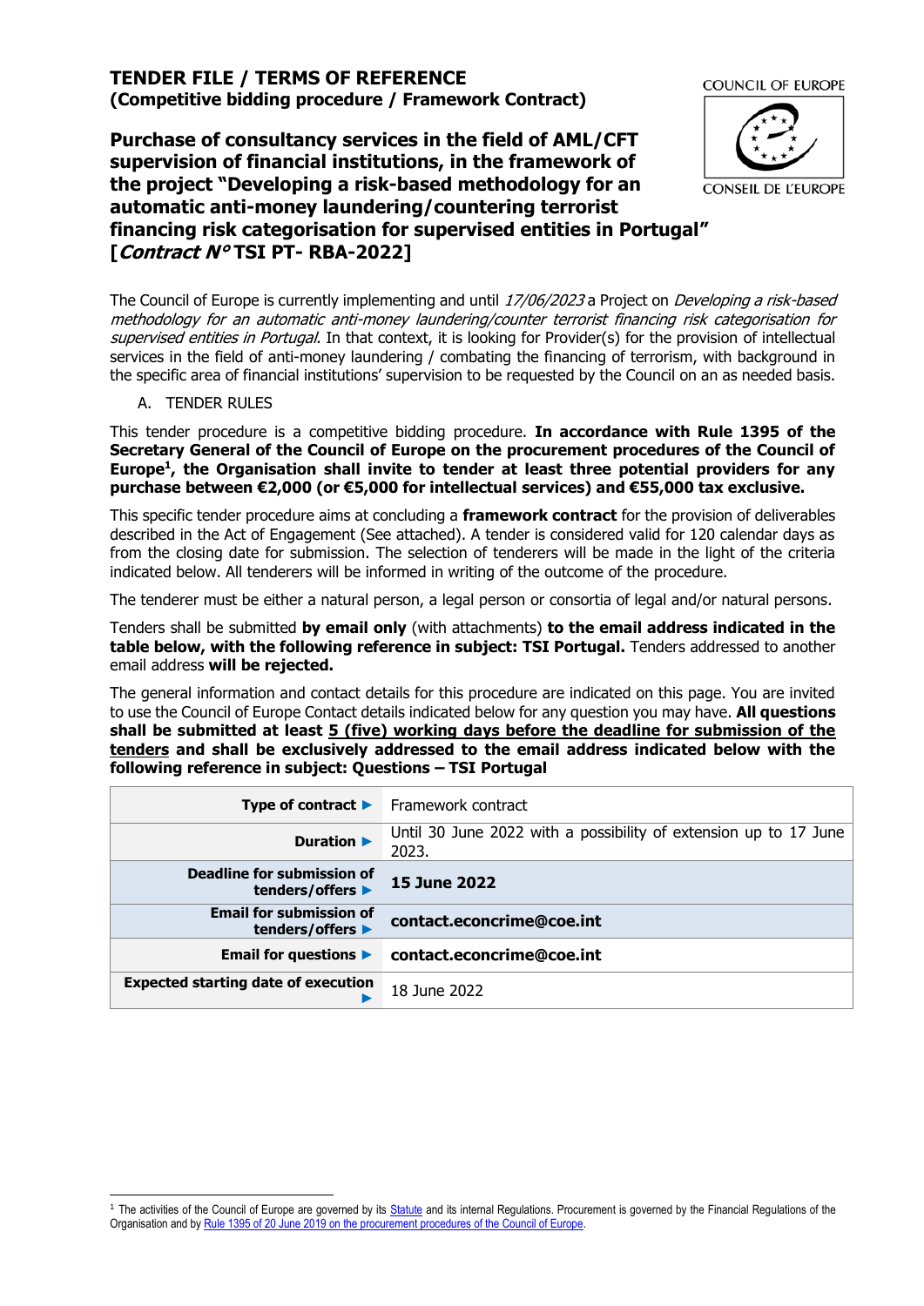# TENDER FILE / TERMS OF REFERENCE
**(Competitive bidding procedure / Framework Contract)**

COUNCIL OF EUROPE

CONSEIL DE L'EUROPE

## Purchase of consultancy services in the field of AML/CFT supervision of financial institutions, in the framework of the project "Developing a risk-based methodology for an automatic anti-money laundering/countering terrorist financing risk categorisation for supervised entities in Portugal" [*Contract N°* TSI PT- RBA-2022]

The Council of Europe is currently implementing and until *17/06/2023* a Project on *Developing a risk-based methodology for an automatic anti-money laundering/counter terrorist financing risk categorisation for supervised entities in Portugal*. In that context, it is looking for Provider(s) for the provision of intellectual services in the field of anti-money laundering / combating the financing of terrorism, with background in the specific area of financial institutions' supervision to be requested by the Council on an as needed basis.

A. TENDER RULES

This tender procedure is a competitive bidding procedure. **In accordance with Rule 1395 of the Secretary General of the Council of Europe on the procurement procedures of the Council of Europe[1], the Organisation shall invite to tender at least three potential providers for any purchase between €2,000 (or €5,000 for intellectual services) and €55,000 tax exclusive.**

This specific tender procedure aims at concluding a **framework contract** for the provision of deliverables described in the Act of Engagement (See attached). A tender is considered valid for 120 calendar days as from the closing date for submission. The selection of tenderers will be made in the light of the criteria indicated below. All tenderers will be informed in writing of the outcome of the procedure.

The tenderer must be either a natural person, a legal person or consortia of legal and/or natural persons.

Tenders shall be submitted **by email only** (with attachments) **to the email address indicated in the table below, with the following reference in subject: TSI Portugal.** Tenders addressed to another email address **will be rejected.**

The general information and contact details for this procedure are indicated on this page. You are invited to use the Council of Europe Contact details indicated below for any question you may have. **All questions shall be submitted at least <u>5 (five) working days before the deadline for submission of the tenders</u> and shall be exclusively addressed to the email address indicated below with the following reference in subject: Questions – TSI Portugal**

| | |
|---|---|
| **Type of contract ▶** | Framework contract |
| **Duration ▶** | Until 30 June 2022 with a possibility of extension up to 17 June 2023. |
| **Deadline for submission of tenders/offers ▶** | **15 June 2022** |
| **Email for submission of tenders/offers ▶** | **contact.econcrime@coe.int** |
| **Email for questions ▶** | **contact.econcrime@coe.int** |
| **Expected starting date of execution ▶** | 18 June 2022 |

[1] The activities of the Council of Europe are governed by its Statute and its internal Regulations. Procurement is governed by the Financial Regulations of the Organisation and by Rule 1395 of 20 June 2019 on the procurement procedures of the Council of Europe.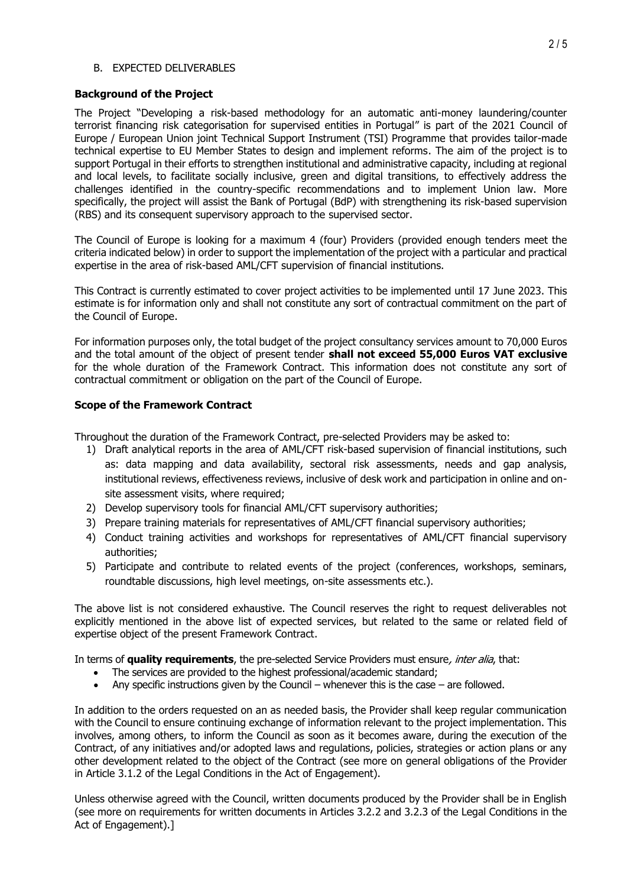B. EXPECTED DELIVERABLES

**Background of the Project**

The Project "Developing a risk-based methodology for an automatic anti-money laundering/counter terrorist financing risk categorisation for supervised entities in Portugal" is part of the 2021 Council of Europe / European Union joint Technical Support Instrument (TSI) Programme that provides tailor-made technical expertise to EU Member States to design and implement reforms. The aim of the project is to support Portugal in their efforts to strengthen institutional and administrative capacity, including at regional and local levels, to facilitate socially inclusive, green and digital transitions, to effectively address the challenges identified in the country-specific recommendations and to implement Union law. More specifically, the project will assist the Bank of Portugal (BdP) with strengthening its risk-based supervision (RBS) and its consequent supervisory approach to the supervised sector.

The Council of Europe is looking for a maximum 4 (four) Providers (provided enough tenders meet the criteria indicated below) in order to support the implementation of the project with a particular and practical expertise in the area of risk-based AML/CFT supervision of financial institutions.

This Contract is currently estimated to cover project activities to be implemented until 17 June 2023. This estimate is for information only and shall not constitute any sort of contractual commitment on the part of the Council of Europe.

For information purposes only, the total budget of the project consultancy services amount to 70,000 Euros and the total amount of the object of present tender **shall not exceed 55,000 Euros VAT exclusive** for the whole duration of the Framework Contract. This information does not constitute any sort of contractual commitment or obligation on the part of the Council of Europe.

**Scope of the Framework Contract**

Throughout the duration of the Framework Contract, pre-selected Providers may be asked to:

1) Draft analytical reports in the area of AML/CFT risk-based supervision of financial institutions, such as: data mapping and data availability, sectoral risk assessments, needs and gap analysis, institutional reviews, effectiveness reviews, inclusive of desk work and participation in online and on-site assessment visits, where required;
2) Develop supervisory tools for financial AML/CFT supervisory authorities;
3) Prepare training materials for representatives of AML/CFT financial supervisory authorities;
4) Conduct training activities and workshops for representatives of AML/CFT financial supervisory authorities;
5) Participate and contribute to related events of the project (conferences, workshops, seminars, roundtable discussions, high level meetings, on-site assessments etc.).

The above list is not considered exhaustive. The Council reserves the right to request deliverables not explicitly mentioned in the above list of expected services, but related to the same or related field of expertise object of the present Framework Contract.

In terms of **quality requirements**, the pre-selected Service Providers must ensure*, inter alia*, that:

- The services are provided to the highest professional/academic standard;
- Any specific instructions given by the Council – whenever this is the case – are followed.

In addition to the orders requested on an as needed basis, the Provider shall keep regular communication with the Council to ensure continuing exchange of information relevant to the project implementation. This involves, among others, to inform the Council as soon as it becomes aware, during the execution of the Contract, of any initiatives and/or adopted laws and regulations, policies, strategies or action plans or any other development related to the object of the Contract (see more on general obligations of the Provider in Article 3.1.2 of the Legal Conditions in the Act of Engagement).

Unless otherwise agreed with the Council, written documents produced by the Provider shall be in English (see more on requirements for written documents in Articles 3.2.2 and 3.2.3 of the Legal Conditions in the Act of Engagement).]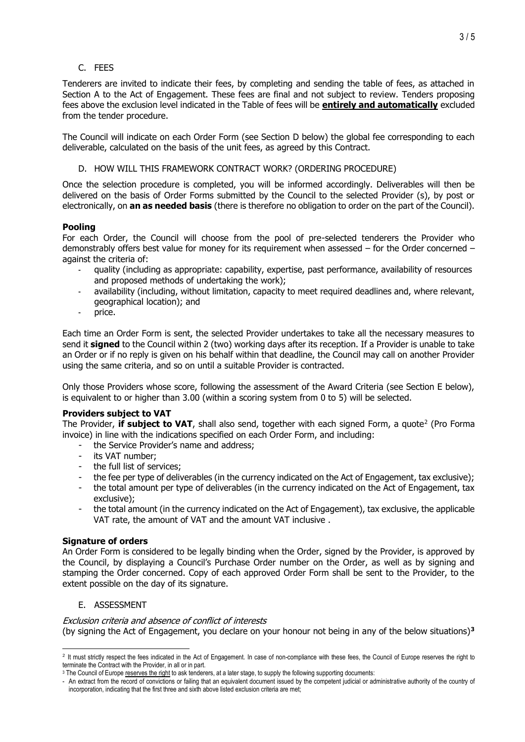## C. FEES

Tenderers are invited to indicate their fees, by completing and sending the table of fees, as attached in Section A to the Act of Engagement. These fees are final and not subject to review. Tenders proposing fees above the exclusion level indicated in the Table of fees will be **entirely and automatically** excluded from the tender procedure.

The Council will indicate on each Order Form (see Section D below) the global fee corresponding to each deliverable, calculated on the basis of the unit fees, as agreed by this Contract.

## D. HOW WILL THIS FRAMEWORK CONTRACT WORK? (ORDERING PROCEDURE)

Once the selection procedure is completed, you will be informed accordingly. Deliverables will then be delivered on the basis of Order Forms submitted by the Council to the selected Provider (s), by post or electronically, on **an as needed basis** (there is therefore no obligation to order on the part of the Council).

**Pooling**

For each Order, the Council will choose from the pool of pre-selected tenderers the Provider who demonstrably offers best value for money for its requirement when assessed – for the Order concerned – against the criteria of:

- quality (including as appropriate: capability, expertise, past performance, availability of resources and proposed methods of undertaking the work);
- availability (including, without limitation, capacity to meet required deadlines and, where relevant, geographical location); and
- price.

Each time an Order Form is sent, the selected Provider undertakes to take all the necessary measures to send it **signed** to the Council within 2 (two) working days after its reception. If a Provider is unable to take an Order or if no reply is given on his behalf within that deadline, the Council may call on another Provider using the same criteria, and so on until a suitable Provider is contracted.

Only those Providers whose score, following the assessment of the Award Criteria (see Section E below), is equivalent to or higher than 3.00 (within a scoring system from 0 to 5) will be selected.

**Providers subject to VAT**

The Provider, **if subject to VAT**, shall also send, together with each signed Form, a quote[2] (Pro Forma invoice) in line with the indications specified on each Order Form, and including:

- the Service Provider's name and address;
- its VAT number;
- the full list of services;
- the fee per type of deliverables (in the currency indicated on the Act of Engagement, tax exclusive);
- the total amount per type of deliverables (in the currency indicated on the Act of Engagement, tax exclusive);
- the total amount (in the currency indicated on the Act of Engagement), tax exclusive, the applicable VAT rate, the amount of VAT and the amount VAT inclusive .

**Signature of orders**

An Order Form is considered to be legally binding when the Order, signed by the Provider, is approved by the Council, by displaying a Council's Purchase Order number on the Order, as well as by signing and stamping the Order concerned. Copy of each approved Order Form shall be sent to the Provider, to the extent possible on the day of its signature.

## E. ASSESSMENT

*Exclusion criteria and absence of conflict of interests*

(by signing the Act of Engagement, you declare on your honour not being in any of the below situations)[3]

---

[2] It must strictly respect the fees indicated in the Act of Engagement. In case of non-compliance with these fees, the Council of Europe reserves the right to terminate the Contract with the Provider, in all or in part.

[3] The Council of Europe reserves the right to ask tenderers, at a later stage, to supply the following supporting documents:

- An extract from the record of convictions or failing that an equivalent document issued by the competent judicial or administrative authority of the country of incorporation, indicating that the first three and sixth above listed exclusion criteria are met;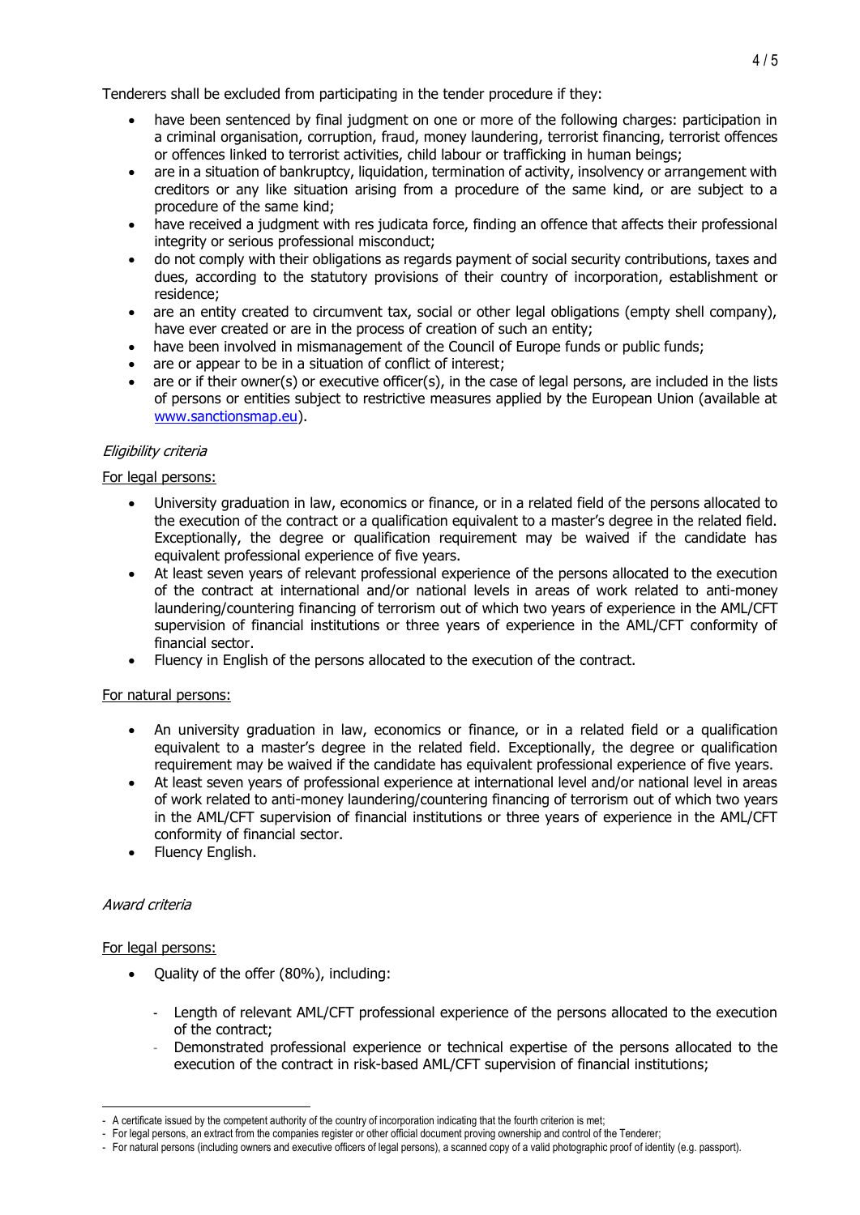Tenderers shall be excluded from participating in the tender procedure if they:

- have been sentenced by final judgment on one or more of the following charges: participation in a criminal organisation, corruption, fraud, money laundering, terrorist financing, terrorist offences or offences linked to terrorist activities, child labour or trafficking in human beings;
- are in a situation of bankruptcy, liquidation, termination of activity, insolvency or arrangement with creditors or any like situation arising from a procedure of the same kind, or are subject to a procedure of the same kind;
- have received a judgment with res judicata force, finding an offence that affects their professional integrity or serious professional misconduct;
- do not comply with their obligations as regards payment of social security contributions, taxes and dues, according to the statutory provisions of their country of incorporation, establishment or residence;
- are an entity created to circumvent tax, social or other legal obligations (empty shell company), have ever created or are in the process of creation of such an entity;
- have been involved in mismanagement of the Council of Europe funds or public funds;
- are or appear to be in a situation of conflict of interest;
- are or if their owner(s) or executive officer(s), in the case of legal persons, are included in the lists of persons or entities subject to restrictive measures applied by the European Union (available at www.sanctionsmap.eu).

*Eligibility criteria*

For legal persons:

- University graduation in law, economics or finance, or in a related field of the persons allocated to the execution of the contract or a qualification equivalent to a master's degree in the related field. Exceptionally, the degree or qualification requirement may be waived if the candidate has equivalent professional experience of five years.
- At least seven years of relevant professional experience of the persons allocated to the execution of the contract at international and/or national levels in areas of work related to anti-money laundering/countering financing of terrorism out of which two years of experience in the AML/CFT supervision of financial institutions or three years of experience in the AML/CFT conformity of financial sector.
- Fluency in English of the persons allocated to the execution of the contract.

For natural persons:

- An university graduation in law, economics or finance, or in a related field or a qualification equivalent to a master's degree in the related field. Exceptionally, the degree or qualification requirement may be waived if the candidate has equivalent professional experience of five years.
- At least seven years of professional experience at international level and/or national level in areas of work related to anti-money laundering/countering financing of terrorism out of which two years in the AML/CFT supervision of financial institutions or three years of experience in the AML/CFT conformity of financial sector.
- Fluency English.

*Award criteria*

For legal persons:

- Quality of the offer (80%), including:
  - Length of relevant AML/CFT professional experience of the persons allocated to the execution of the contract;
  - Demonstrated professional experience or technical expertise of the persons allocated to the execution of the contract in risk-based AML/CFT supervision of financial institutions;

---

- A certificate issued by the competent authority of the country of incorporation indicating that the fourth criterion is met;
- For legal persons, an extract from the companies register or other official document proving ownership and control of the Tenderer;
- For natural persons (including owners and executive officers of legal persons), a scanned copy of a valid photographic proof of identity (e.g. passport).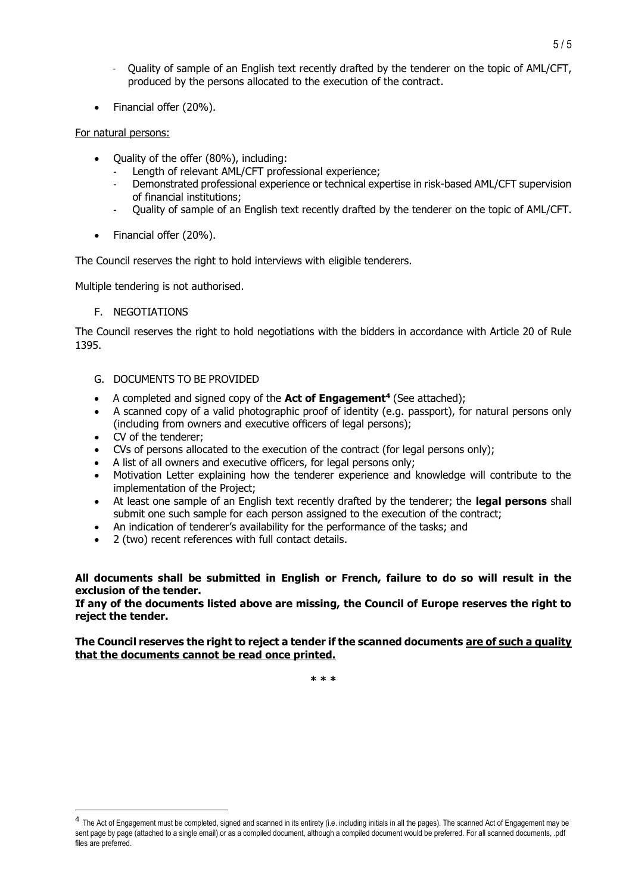- Quality of sample of an English text recently drafted by the tenderer on the topic of AML/CFT, produced by the persons allocated to the execution of the contract.

- Financial offer (20%).

For natural persons:

- Quality of the offer (80%), including:
  - Length of relevant AML/CFT professional experience;
  - Demonstrated professional experience or technical expertise in risk-based AML/CFT supervision of financial institutions;
  - Quality of sample of an English text recently drafted by the tenderer on the topic of AML/CFT.

- Financial offer (20%).

The Council reserves the right to hold interviews with eligible tenderers.

Multiple tendering is not authorised.

## F. NEGOTIATIONS

The Council reserves the right to hold negotiations with the bidders in accordance with Article 20 of Rule 1395.

## G. DOCUMENTS TO BE PROVIDED

- A completed and signed copy of the **Act of Engagement**[4] (See attached);
- A scanned copy of a valid photographic proof of identity (e.g. passport), for natural persons only (including from owners and executive officers of legal persons);
- CV of the tenderer;
- CVs of persons allocated to the execution of the contract (for legal persons only);
- A list of all owners and executive officers, for legal persons only;
- Motivation Letter explaining how the tenderer experience and knowledge will contribute to the implementation of the Project;
- At least one sample of an English text recently drafted by the tenderer; the **legal persons** shall submit one such sample for each person assigned to the execution of the contract;
- An indication of tenderer's availability for the performance of the tasks; and
- 2 (two) recent references with full contact details.

**All documents shall be submitted in English or French, failure to do so will result in the exclusion of the tender.**

**If any of the documents listed above are missing, the Council of Europe reserves the right to reject the tender.**

**The Council reserves the right to reject a tender if the scanned documents <u>are of such a quality that the documents cannot be read once printed.</u>**

\* \* \*

[4] The Act of Engagement must be completed, signed and scanned in its entirety (i.e. including initials in all the pages). The scanned Act of Engagement may be sent page by page (attached to a single email) or as a compiled document, although a compiled document would be preferred. For all scanned documents, .pdf files are preferred.